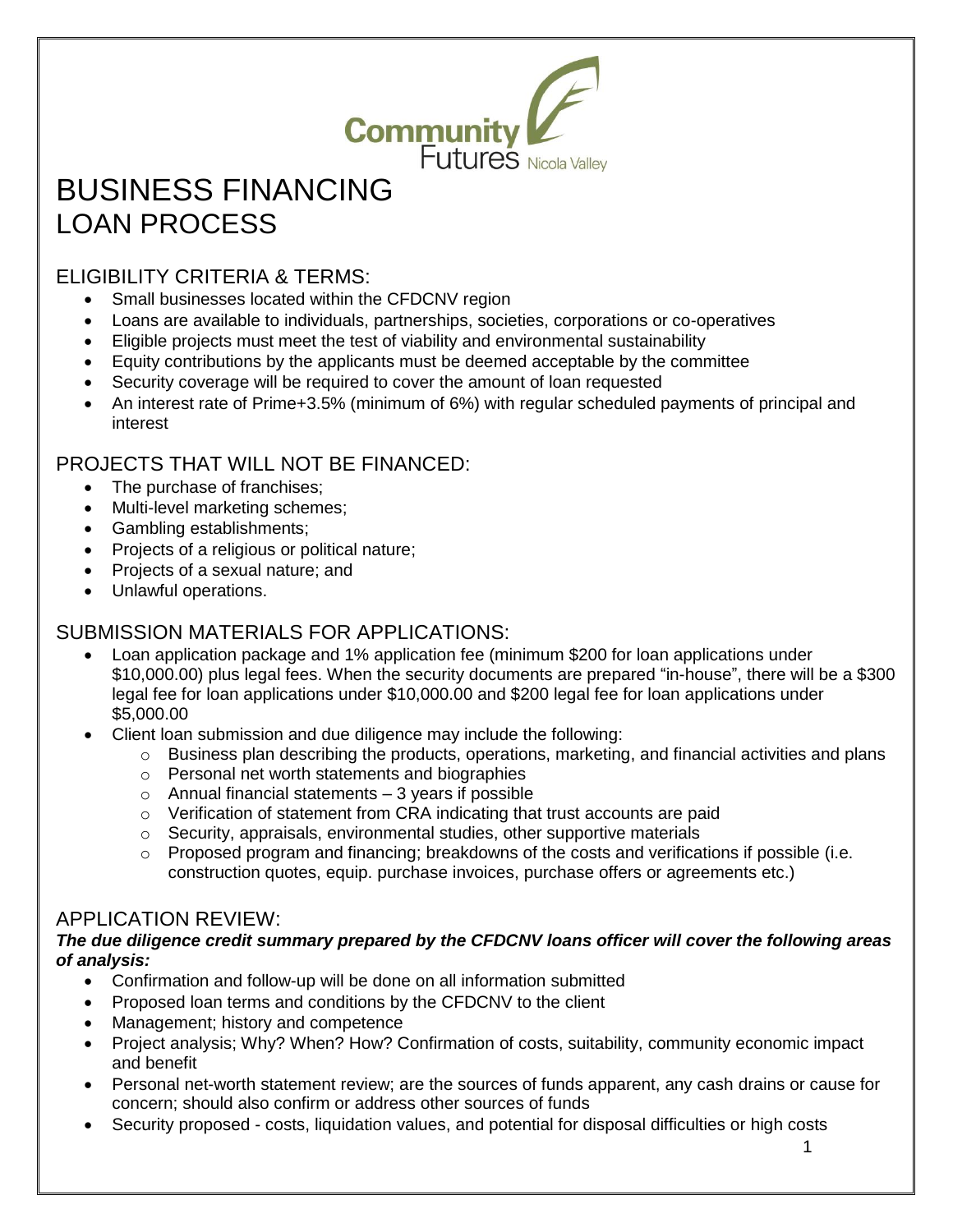# BUSINESS FINANCING
## LOAN PROCESS

### ELIGIBILITY CRITERIA & TERMS:

- Small businesses located within the CFDCNV region
- Loans are available to individuals, partnerships, societies, corporations or co-operatives
- Eligible projects must meet the test of viability and environmental sustainability
- Equity contributions by the applicants must be deemed acceptable by the committee
- Security coverage will be required to cover the amount of loan requested
- An interest rate of Prime+3.5% (minimum of 6%) with regular scheduled payments of principal and interest

### PROJECTS THAT WILL NOT BE FINANCED:

- The purchase of franchises;
- Multi-level marketing schemes;
- Gambling establishments;
- Projects of a religious or political nature;
- Projects of a sexual nature; and
- Unlawful operations.

### SUBMISSION MATERIALS FOR APPLICATIONS:

- Loan application package and 1% application fee (minimum $200 for loan applications under $10,000.00) plus legal fees. When the security documents are prepared "in-house", there will be a $300 legal fee for loan applications under $10,000.00 and $200 legal fee for loan applications under $5,000.00
- Client loan submission and due diligence may include the following:
  - Business plan describing the products, operations, marketing, and financial activities and plans
  - Personal net worth statements and biographies
  - Annual financial statements – 3 years if possible
  - Verification of statement from CRA indicating that trust accounts are paid
  - Security, appraisals, environmental studies, other supportive materials
  - Proposed program and financing; breakdowns of the costs and verifications if possible (i.e. construction quotes, equip. purchase invoices, purchase offers or agreements etc.)

### APPLICATION REVIEW:

***The due diligence credit summary prepared by the CFDCNV loans officer will cover the following areas of analysis:***

- Confirmation and follow-up will be done on all information submitted
- Proposed loan terms and conditions by the CFDCNV to the client
- Management; history and competence
- Project analysis; Why? When? How? Confirmation of costs, suitability, community economic impact and benefit
- Personal net-worth statement review; are the sources of funds apparent, any cash drains or cause for concern; should also confirm or address other sources of funds
- Security proposed - costs, liquidation values, and potential for disposal difficulties or high costs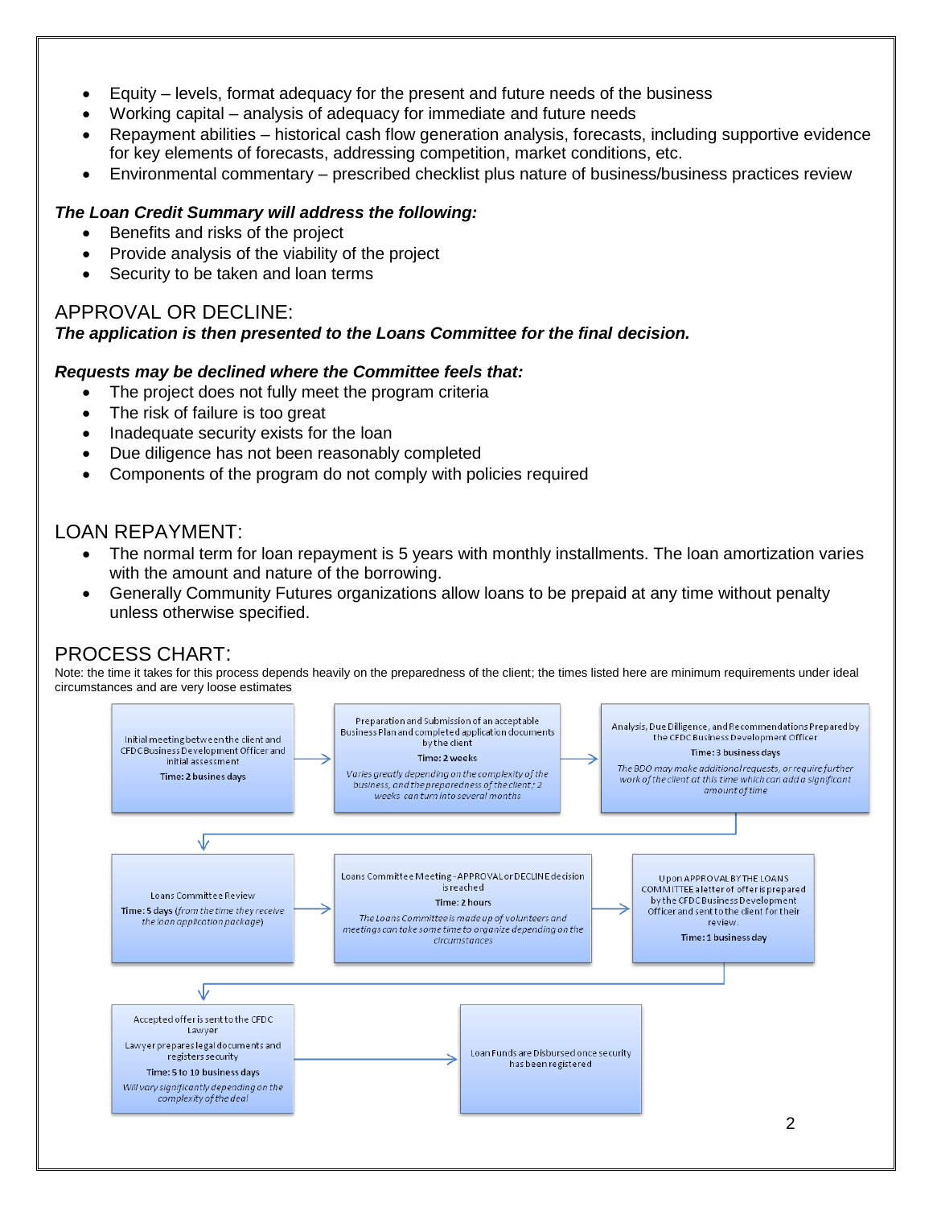- Equity – levels, format adequacy for the present and future needs of the business
- Working capital – analysis of adequacy for immediate and future needs
- Repayment abilities – historical cash flow generation analysis, forecasts, including supportive evidence for key elements of forecasts, addressing competition, market conditions, etc.
- Environmental commentary – prescribed checklist plus nature of business/business practices review

***The Loan Credit Summary will address the following:***

- Benefits and risks of the project
- Provide analysis of the viability of the project
- Security to be taken and loan terms

## APPROVAL OR DECLINE:

***The application is then presented to the Loans Committee for the final decision.***

***Requests may be declined where the Committee feels that:***

- The project does not fully meet the program criteria
- The risk of failure is too great
- Inadequate security exists for the loan
- Due diligence has not been reasonably completed
- Components of the program do not comply with policies required

## LOAN REPAYMENT:

- The normal term for loan repayment is 5 years with monthly installments. The loan amortization varies with the amount and nature of the borrowing.
- Generally Community Futures organizations allow loans to be prepaid at any time without penalty unless otherwise specified.

## PROCESS CHART:

Note: the time it takes for this process depends heavily on the preparedness of the client; the times listed here are minimum requirements under ideal circumstances and are very loose estimates

1. Initial meeting between the client and CFDC Business Development Officer and initial assessment
   **Time: 2 busines days**

2. Preparation and Submission of an acceptable Business Plan and completed application documents by the client
   **Time: 2 weeks**
   *Varies greatly depending on the complexity of the business, and the preparedness of the client; 2 weeks can turn into several months*

3. Analysis, Due Dilligence, and Recommendations Prepared by the CFDC Business Development Officer
   **Time: 3 business days**
   *The BDO may make additional requests, or require further work of the client at this time which can add a significant amount of time*

4. Loans Committee Review
   **Time: 5 days** (*from the time they receive the loan application package*)

5. Loans Committee Meeting - APPROVAL or DECLINE decision is reached
   **Time: 2 hours**
   *The Loans Committee is made up of volunteers and meetings can take some time to organize depending on the circumstances*

6. Upon APPROVAL BY THE LOANS COMMITTEE a letter of offer is prepared by the CFDC Business Development Officer and sent to the client for their review.
   **Time: 1 business day**

7. Accepted offer is sent to the CFDC Lawyer
   Lawyer prepares legal documents and registers security
   **Time: 5 to 10 business days**
   *Will vary significantly depending on the complexity of the deal*

8. Loan Funds are Disbursed once security has been registered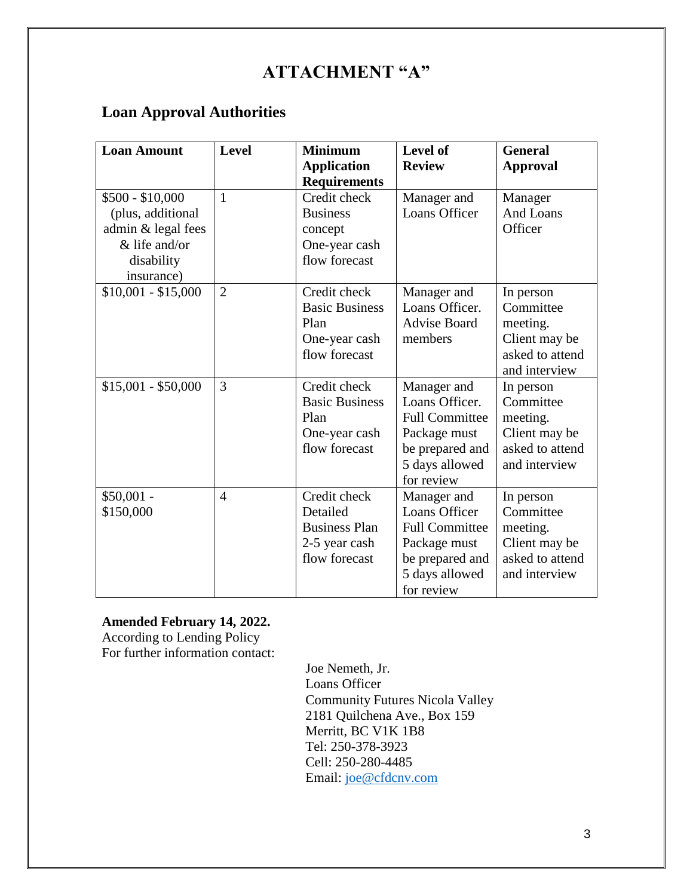# ATTACHMENT "A"

## Loan Approval Authorities

| Loan Amount | Level | Minimum Application Requirements | Level of Review | General Approval |
|---|---|---|---|---|
| $500 - $10,000 (plus, additional admin & legal fees & life and/or disability insurance) | 1 | Credit check Business concept One-year cash flow forecast | Manager and Loans Officer | Manager And Loans Officer |
| $10,001 - $15,000 | 2 | Credit check Basic Business Plan One-year cash flow forecast | Manager and Loans Officer. Advise Board members | In person Committee meeting. Client may be asked to attend and interview |
| $15,001 - $50,000 | 3 | Credit check Basic Business Plan One-year cash flow forecast | Manager and Loans Officer. Full Committee Package must be prepared and 5 days allowed for review | In person Committee meeting. Client may be asked to attend and interview |
| $50,001 - $150,000 | 4 | Credit check Detailed Business Plan 2-5 year cash flow forecast | Manager and Loans Officer Full Committee Package must be prepared and 5 days allowed for review | In person Committee meeting. Client may be asked to attend and interview |

**Amended February 14, 2022.**
According to Lending Policy
For further information contact:

Joe Nemeth, Jr.
Loans Officer
Community Futures Nicola Valley
2181 Quilchena Ave., Box 159
Merritt, BC V1K 1B8
Tel: 250-378-3923
Cell: 250-280-4485
Email: joe@cfdcnv.com